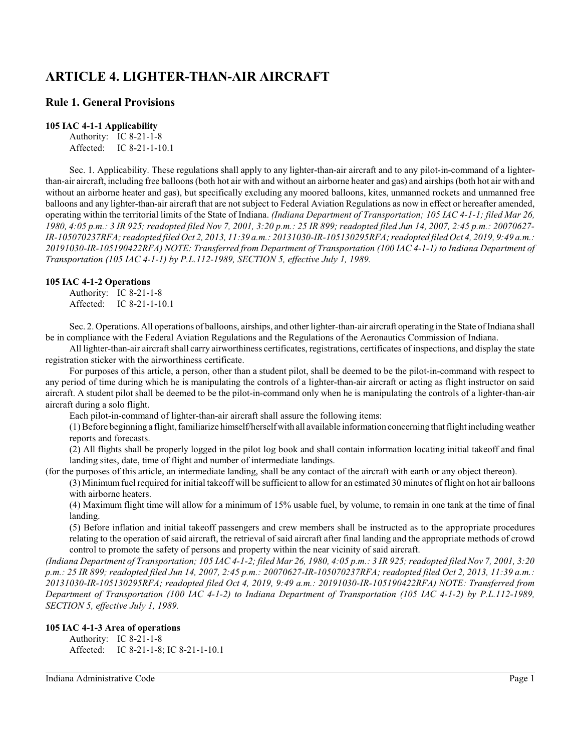# ARTICLE 4. LIGHTER-THAN-AIR AIRCRAFT

## Rule 1. General Provisions

### 105 IAC 4-1-1 Applicability

Authority: IC 8-21-1-8
Affected: IC 8-21-1-10.1

Sec. 1. Applicability. These regulations shall apply to any lighter-than-air aircraft and to any pilot-in-command of a lighter-than-air aircraft, including free balloons (both hot air with and without an airborne heater and gas) and airships (both hot air with and without an airborne heater and gas), but specifically excluding any moored balloons, kites, unmanned rockets and unmanned free balloons and any lighter-than-air aircraft that are not subject to Federal Aviation Regulations as now in effect or hereafter amended, operating within the territorial limits of the State of Indiana. *(Indiana Department of Transportation; 105 IAC 4-1-1; filed Mar 26, 1980, 4:05 p.m.: 3 IR 925; readopted filed Nov 7, 2001, 3:20 p.m.: 25 IR 899; readopted filed Jun 14, 2007, 2:45 p.m.: 20070627-IR-105070237RFA; readopted filed Oct 2, 2013, 11:39 a.m.: 20131030-IR-105130295RFA; readopted filed Oct 4, 2019, 9:49 a.m.: 20191030-IR-105190422RFA) NOTE: Transferred from Department of Transportation (100 IAC 4-1-1) to Indiana Department of Transportation (105 IAC 4-1-1) by P.L.112-1989, SECTION 5, effective July 1, 1989.*

### 105 IAC 4-1-2 Operations

Authority: IC 8-21-1-8
Affected: IC 8-21-1-10.1

Sec. 2. Operations. All operations of balloons, airships, and other lighter-than-air aircraft operating in the State of Indiana shall be in compliance with the Federal Aviation Regulations and the Regulations of the Aeronautics Commission of Indiana.

All lighter-than-air aircraft shall carry airworthiness certificates, registrations, certificates of inspections, and display the state registration sticker with the airworthiness certificate.

For purposes of this article, a person, other than a student pilot, shall be deemed to be the pilot-in-command with respect to any period of time during which he is manipulating the controls of a lighter-than-air aircraft or acting as flight instructor on said aircraft. A student pilot shall be deemed to be the pilot-in-command only when he is manipulating the controls of a lighter-than-air aircraft during a solo flight.

Each pilot-in-command of lighter-than-air aircraft shall assure the following items:

(1) Before beginning a flight, familiarize himself/herself with all available information concerning that flight including weather reports and forecasts.

(2) All flights shall be properly logged in the pilot log book and shall contain information locating initial takeoff and final landing sites, date, time of flight and number of intermediate landings.

(for the purposes of this article, an intermediate landing, shall be any contact of the aircraft with earth or any object thereon).

(3) Minimum fuel required for initial takeoff will be sufficient to allow for an estimated 30 minutes of flight on hot air balloons with airborne heaters.

(4) Maximum flight time will allow for a minimum of 15% usable fuel, by volume, to remain in one tank at the time of final landing.

(5) Before inflation and initial takeoff passengers and crew members shall be instructed as to the appropriate procedures relating to the operation of said aircraft, the retrieval of said aircraft after final landing and the appropriate methods of crowd control to promote the safety of persons and property within the near vicinity of said aircraft.

*(Indiana Department of Transportation; 105 IAC 4-1-2; filed Mar 26, 1980, 4:05 p.m.: 3 IR 925; readopted filed Nov 7, 2001, 3:20 p.m.: 25 IR 899; readopted filed Jun 14, 2007, 2:45 p.m.: 20070627-IR-105070237RFA; readopted filed Oct 2, 2013, 11:39 a.m.: 20131030-IR-105130295RFA; readopted filed Oct 4, 2019, 9:49 a.m.: 20191030-IR-105190422RFA) NOTE: Transferred from Department of Transportation (100 IAC 4-1-2) to Indiana Department of Transportation (105 IAC 4-1-2) by P.L.112-1989, SECTION 5, effective July 1, 1989.*

### 105 IAC 4-1-3 Area of operations

Authority: IC 8-21-1-8
Affected: IC 8-21-1-8; IC 8-21-1-10.1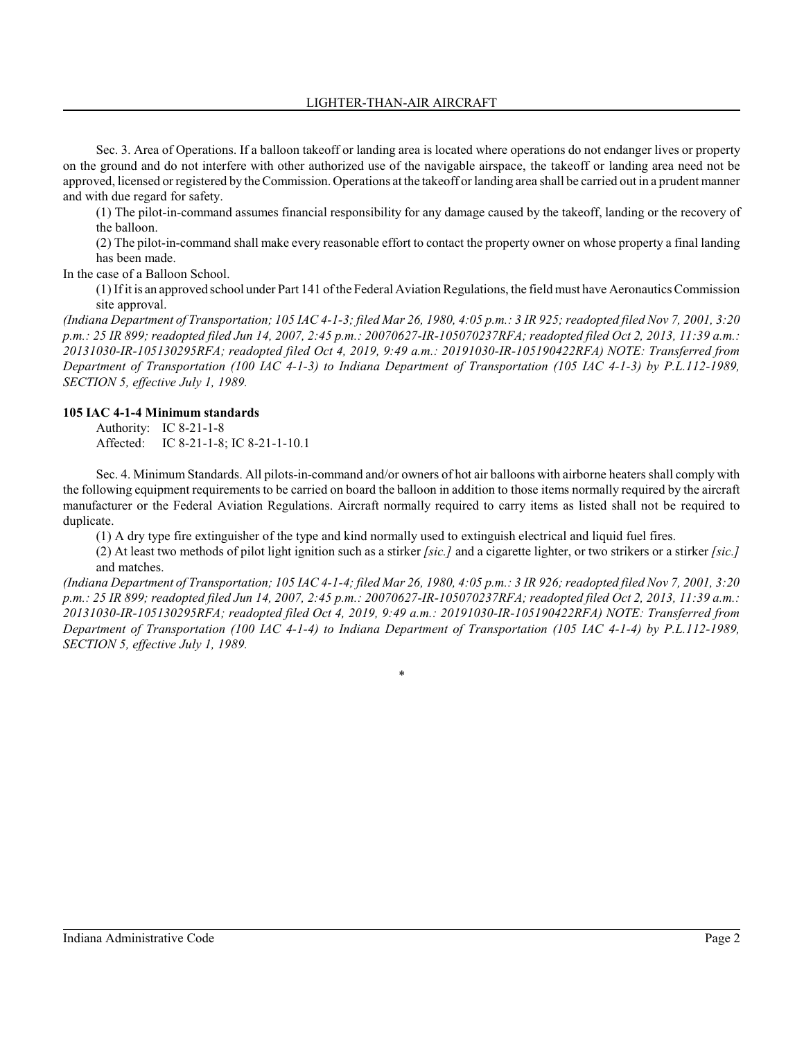Sec. 3. Area of Operations. If a balloon takeoff or landing area is located where operations do not endanger lives or property on the ground and do not interfere with other authorized use of the navigable airspace, the takeoff or landing area need not be approved, licensed or registered by the Commission. Operations at the takeoff or landing area shall be carried out in a prudent manner and with due regard for safety.

(1) The pilot-in-command assumes financial responsibility for any damage caused by the takeoff, landing or the recovery of the balloon.

(2) The pilot-in-command shall make every reasonable effort to contact the property owner on whose property a final landing has been made.

In the case of a Balloon School.

(1) If it is an approved school under Part 141 of the Federal Aviation Regulations, the field must have Aeronautics Commission site approval.

*(Indiana Department of Transportation; 105 IAC 4-1-3; filed Mar 26, 1980, 4:05 p.m.: 3 IR 925; readopted filed Nov 7, 2001, 3:20 p.m.: 25 IR 899; readopted filed Jun 14, 2007, 2:45 p.m.: 20070627-IR-105070237RFA; readopted filed Oct 2, 2013, 11:39 a.m.: 20131030-IR-105130295RFA; readopted filed Oct 4, 2019, 9:49 a.m.: 20191030-IR-105190422RFA) NOTE: Transferred from Department of Transportation (100 IAC 4-1-3) to Indiana Department of Transportation (105 IAC 4-1-3) by P.L.112-1989, SECTION 5, effective July 1, 1989.*

**105 IAC 4-1-4 Minimum standards**

Authority: IC 8-21-1-8
Affected: IC 8-21-1-8; IC 8-21-1-10.1

Sec. 4. Minimum Standards. All pilots-in-command and/or owners of hot air balloons with airborne heaters shall comply with the following equipment requirements to be carried on board the balloon in addition to those items normally required by the aircraft manufacturer or the Federal Aviation Regulations. Aircraft normally required to carry items as listed shall not be required to duplicate.

(1) A dry type fire extinguisher of the type and kind normally used to extinguish electrical and liquid fuel fires.

(2) At least two methods of pilot light ignition such as a stirker *[sic.]* and a cigarette lighter, or two strikers or a stirker *[sic.]* and matches.

*(Indiana Department of Transportation; 105 IAC 4-1-4; filed Mar 26, 1980, 4:05 p.m.: 3 IR 926; readopted filed Nov 7, 2001, 3:20 p.m.: 25 IR 899; readopted filed Jun 14, 2007, 2:45 p.m.: 20070627-IR-105070237RFA; readopted filed Oct 2, 2013, 11:39 a.m.: 20131030-IR-105130295RFA; readopted filed Oct 4, 2019, 9:49 a.m.: 20191030-IR-105190422RFA) NOTE: Transferred from Department of Transportation (100 IAC 4-1-4) to Indiana Department of Transportation (105 IAC 4-1-4) by P.L.112-1989, SECTION 5, effective July 1, 1989.*

*